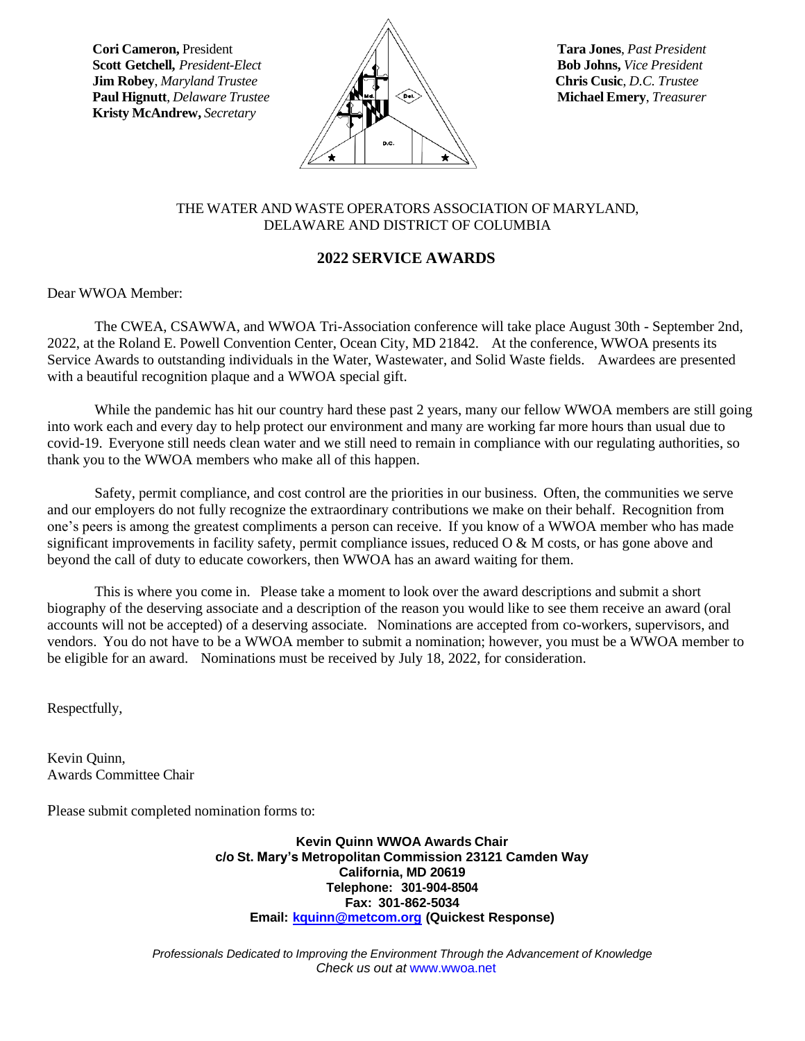**Cori Cameron,** President
**Scott Getchell,** *President-Elect*
**Jim Robey**, *Maryland Trustee*
**Paul Hignutt**, *Delaware Trustee*
**Kristy McAndrew,** *Secretary*

**Tara Jones**, *Past President*
**Bob Johns,** *Vice President*
**Chris Cusic**, *D.C. Trustee*
**Michael Emery**, *Treasurer*

THE WATER AND WASTE OPERATORS ASSOCIATION OF MARYLAND, DELAWARE AND DISTRICT OF COLUMBIA

## 2022 SERVICE AWARDS

Dear WWOA Member:

The CWEA, CSAWWA, and WWOA Tri-Association conference will take place August 30th - September 2nd, 2022, at the Roland E. Powell Convention Center, Ocean City, MD 21842. At the conference, WWOA presents its Service Awards to outstanding individuals in the Water, Wastewater, and Solid Waste fields. Awardees are presented with a beautiful recognition plaque and a WWOA special gift.

While the pandemic has hit our country hard these past 2 years, many our fellow WWOA members are still going into work each and every day to help protect our environment and many are working far more hours than usual due to covid-19. Everyone still needs clean water and we still need to remain in compliance with our regulating authorities, so thank you to the WWOA members who make all of this happen.

Safety, permit compliance, and cost control are the priorities in our business. Often, the communities we serve and our employers do not fully recognize the extraordinary contributions we make on their behalf. Recognition from one's peers is among the greatest compliments a person can receive. If you know of a WWOA member who has made significant improvements in facility safety, permit compliance issues, reduced O & M costs, or has gone above and beyond the call of duty to educate coworkers, then WWOA has an award waiting for them.

This is where you come in. Please take a moment to look over the award descriptions and submit a short biography of the deserving associate and a description of the reason you would like to see them receive an award (oral accounts will not be accepted) of a deserving associate. Nominations are accepted from co-workers, supervisors, and vendors. You do not have to be a WWOA member to submit a nomination; however, you must be a WWOA member to be eligible for an award. Nominations must be received by July 18, 2022, for consideration.

Respectfully,

Kevin Quinn,
Awards Committee Chair

Please submit completed nomination forms to:

**Kevin Quinn WWOA Awards Chair**
**c/o St. Mary's Metropolitan Commission 23121 Camden Way**
**California, MD 20619**
**Telephone: 301-904-8504**
**Fax: 301-862-5034**
**Email: kquinn@metcom.org (Quickest Response)**

*Professionals Dedicated to Improving the Environment Through the Advancement of Knowledge*
*Check us out at* www.wwoa.net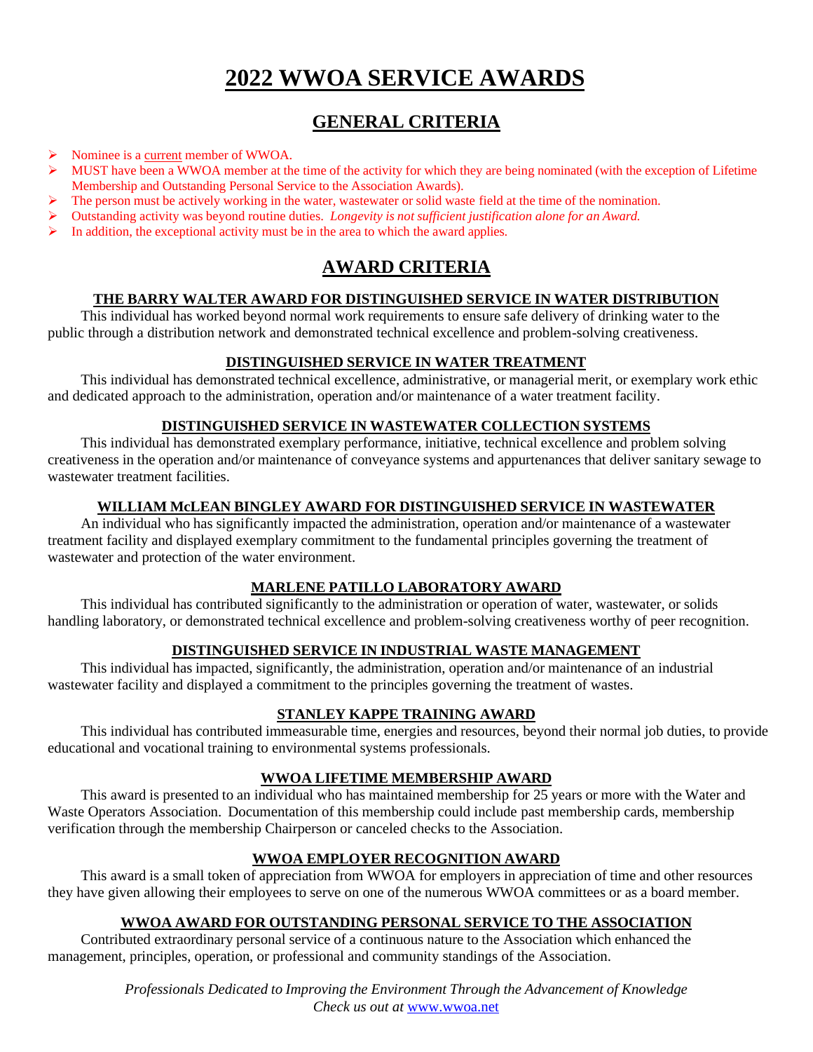# 2022 WWOA SERVICE AWARDS

## GENERAL CRITERIA

- Nominee is a current member of WWOA.
- MUST have been a WWOA member at the time of the activity for which they are being nominated (with the exception of Lifetime Membership and Outstanding Personal Service to the Association Awards).
- The person must be actively working in the water, wastewater or solid waste field at the time of the nomination.
- Outstanding activity was beyond routine duties. *Longevity is not sufficient justification alone for an Award.*
- In addition, the exceptional activity must be in the area to which the award applies.

## AWARD CRITERIA

### THE BARRY WALTER AWARD FOR DISTINGUISHED SERVICE IN WATER DISTRIBUTION

This individual has worked beyond normal work requirements to ensure safe delivery of drinking water to the public through a distribution network and demonstrated technical excellence and problem-solving creativeness.

### DISTINGUISHED SERVICE IN WATER TREATMENT

This individual has demonstrated technical excellence, administrative, or managerial merit, or exemplary work ethic and dedicated approach to the administration, operation and/or maintenance of a water treatment facility.

### DISTINGUISHED SERVICE IN WASTEWATER COLLECTION SYSTEMS

This individual has demonstrated exemplary performance, initiative, technical excellence and problem solving creativeness in the operation and/or maintenance of conveyance systems and appurtenances that deliver sanitary sewage to wastewater treatment facilities.

### WILLIAM McLEAN BINGLEY AWARD FOR DISTINGUISHED SERVICE IN WASTEWATER

An individual who has significantly impacted the administration, operation and/or maintenance of a wastewater treatment facility and displayed exemplary commitment to the fundamental principles governing the treatment of wastewater and protection of the water environment.

### MARLENE PATILLO LABORATORY AWARD

This individual has contributed significantly to the administration or operation of water, wastewater, or solids handling laboratory, or demonstrated technical excellence and problem-solving creativeness worthy of peer recognition.

### DISTINGUISHED SERVICE IN INDUSTRIAL WASTE MANAGEMENT

This individual has impacted, significantly, the administration, operation and/or maintenance of an industrial wastewater facility and displayed a commitment to the principles governing the treatment of wastes.

### STANLEY KAPPE TRAINING AWARD

This individual has contributed immeasurable time, energies and resources, beyond their normal job duties, to provide educational and vocational training to environmental systems professionals.

### WWOA LIFETIME MEMBERSHIP AWARD

This award is presented to an individual who has maintained membership for 25 years or more with the Water and Waste Operators Association. Documentation of this membership could include past membership cards, membership verification through the membership Chairperson or canceled checks to the Association.

### WWOA EMPLOYER RECOGNITION AWARD

This award is a small token of appreciation from WWOA for employers in appreciation of time and other resources they have given allowing their employees to serve on one of the numerous WWOA committees or as a board member.

### WWOA AWARD FOR OUTSTANDING PERSONAL SERVICE TO THE ASSOCIATION

Contributed extraordinary personal service of a continuous nature to the Association which enhanced the management, principles, operation, or professional and community standings of the Association.

*Professionals Dedicated to Improving the Environment Through the Advancement of Knowledge*
*Check us out at* www.wwoa.net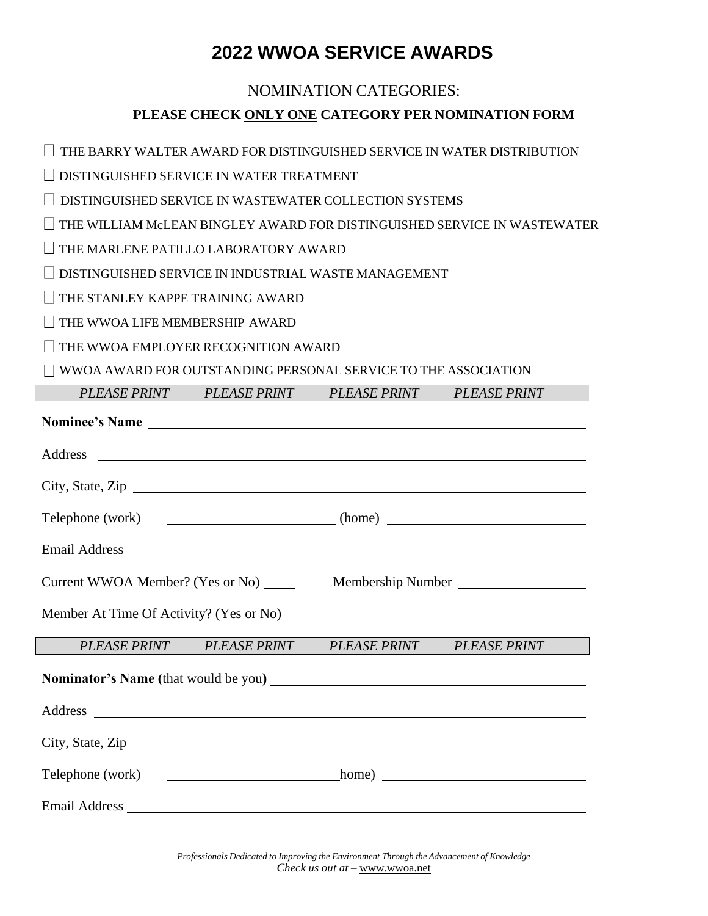# 2022 WWOA SERVICE AWARDS

## NOMINATION CATEGORIES:

**PLEASE CHECK ONLY ONE CATEGORY PER NOMINATION FORM**

- ☐ THE BARRY WALTER AWARD FOR DISTINGUISHED SERVICE IN WATER DISTRIBUTION
- ☐ DISTINGUISHED SERVICE IN WATER TREATMENT
- ☐ DISTINGUISHED SERVICE IN WASTEWATER COLLECTION SYSTEMS
- ☐ THE WILLIAM McLEAN BINGLEY AWARD FOR DISTINGUISHED SERVICE IN WASTEWATER
- ☐ THE MARLENE PATILLO LABORATORY AWARD
- ☐ DISTINGUISHED SERVICE IN INDUSTRIAL WASTE MANAGEMENT
- ☐ THE STANLEY KAPPE TRAINING AWARD
- ☐ THE WWOA LIFE MEMBERSHIP AWARD
- ☐ THE WWOA EMPLOYER RECOGNITION AWARD
- ☐ WWOA AWARD FOR OUTSTANDING PERSONAL SERVICE TO THE ASSOCIATION

*PLEASE PRINT PLEASE PRINT PLEASE PRINT PLEASE PRINT*

**Nominee's Name** ______________________________

Address ______________________________

City, State, Zip ______________________________

Telephone (work) ______________ (home) ______________

Email Address ______________________________

Current WWOA Member? (Yes or No) _____ Membership Number ______________

Member At Time Of Activity? (Yes or No) ______________

*PLEASE PRINT PLEASE PRINT PLEASE PRINT PLEASE PRINT*

**Nominator's Name (**that would be you**)** ______________________________

Address ______________________________

City, State, Zip ______________________________

Telephone (work) ______________ home) ______________

Email Address ______________________________

*Professionals Dedicated to Improving the Environment Through the Advancement of Knowledge*

*Check us out at –* www.wwoa.net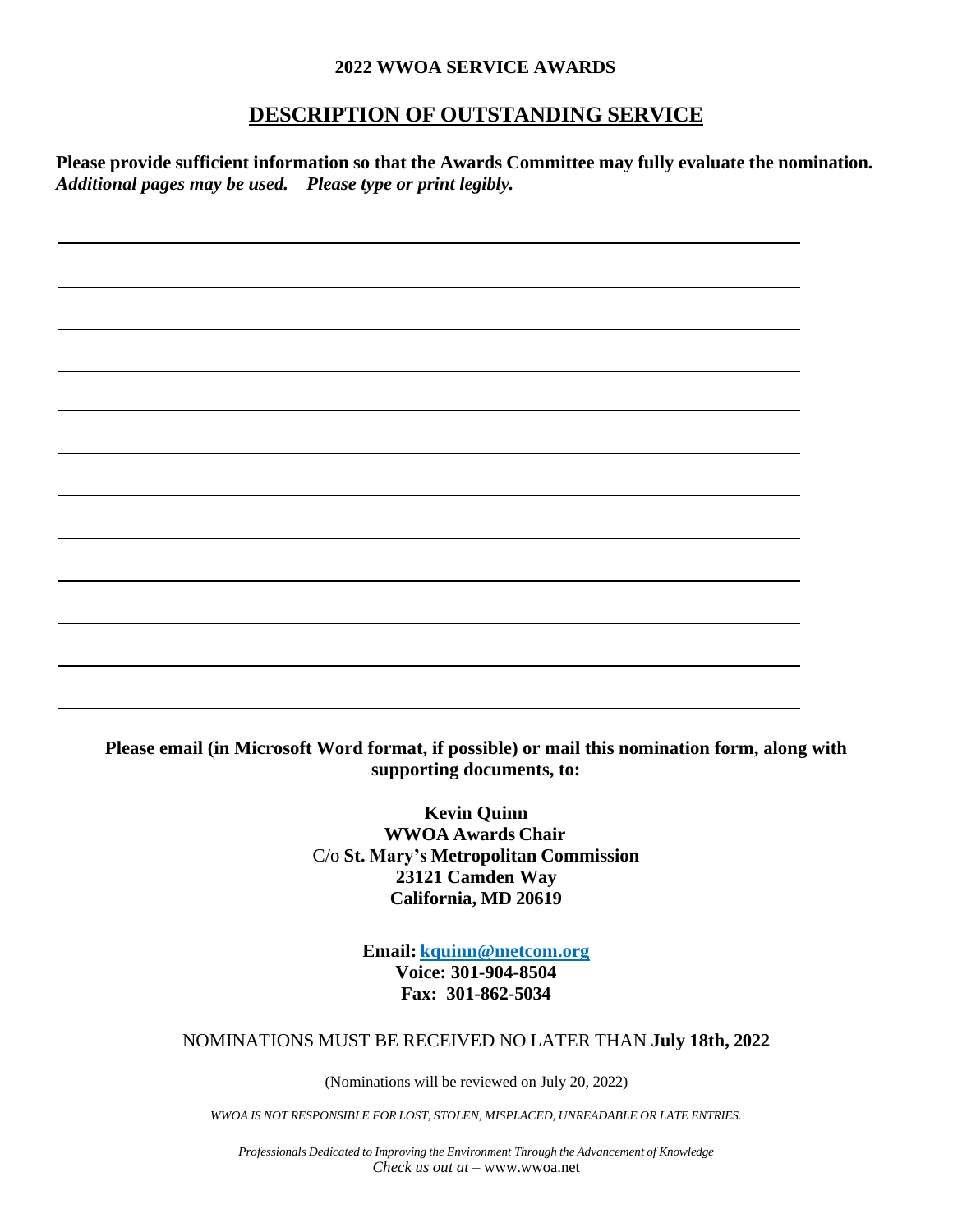**2022 WWOA SERVICE AWARDS**

## DESCRIPTION OF OUTSTANDING SERVICE

**Please provide sufficient information so that the Awards Committee may fully evaluate the nomination.** ***Additional pages may be used. Please type or print legibly.***

\_\_\_\_\_\_\_\_\_\_\_\_\_\_\_\_\_\_\_\_\_\_\_\_\_\_\_\_\_\_\_\_\_\_\_\_\_\_\_\_\_\_\_\_\_\_\_\_\_\_\_\_\_\_\_\_\_\_\_\_\_\_\_\_\_\_\_\_\_\_\_\_\_\_\_\_

\_\_\_\_\_\_\_\_\_\_\_\_\_\_\_\_\_\_\_\_\_\_\_\_\_\_\_\_\_\_\_\_\_\_\_\_\_\_\_\_\_\_\_\_\_\_\_\_\_\_\_\_\_\_\_\_\_\_\_\_\_\_\_\_\_\_\_\_\_\_\_\_\_\_\_\_

\_\_\_\_\_\_\_\_\_\_\_\_\_\_\_\_\_\_\_\_\_\_\_\_\_\_\_\_\_\_\_\_\_\_\_\_\_\_\_\_\_\_\_\_\_\_\_\_\_\_\_\_\_\_\_\_\_\_\_\_\_\_\_\_\_\_\_\_\_\_\_\_\_\_\_\_

\_\_\_\_\_\_\_\_\_\_\_\_\_\_\_\_\_\_\_\_\_\_\_\_\_\_\_\_\_\_\_\_\_\_\_\_\_\_\_\_\_\_\_\_\_\_\_\_\_\_\_\_\_\_\_\_\_\_\_\_\_\_\_\_\_\_\_\_\_\_\_\_\_\_\_\_

\_\_\_\_\_\_\_\_\_\_\_\_\_\_\_\_\_\_\_\_\_\_\_\_\_\_\_\_\_\_\_\_\_\_\_\_\_\_\_\_\_\_\_\_\_\_\_\_\_\_\_\_\_\_\_\_\_\_\_\_\_\_\_\_\_\_\_\_\_\_\_\_\_\_\_\_

\_\_\_\_\_\_\_\_\_\_\_\_\_\_\_\_\_\_\_\_\_\_\_\_\_\_\_\_\_\_\_\_\_\_\_\_\_\_\_\_\_\_\_\_\_\_\_\_\_\_\_\_\_\_\_\_\_\_\_\_\_\_\_\_\_\_\_\_\_\_\_\_\_\_\_\_

\_\_\_\_\_\_\_\_\_\_\_\_\_\_\_\_\_\_\_\_\_\_\_\_\_\_\_\_\_\_\_\_\_\_\_\_\_\_\_\_\_\_\_\_\_\_\_\_\_\_\_\_\_\_\_\_\_\_\_\_\_\_\_\_\_\_\_\_\_\_\_\_\_\_\_\_

\_\_\_\_\_\_\_\_\_\_\_\_\_\_\_\_\_\_\_\_\_\_\_\_\_\_\_\_\_\_\_\_\_\_\_\_\_\_\_\_\_\_\_\_\_\_\_\_\_\_\_\_\_\_\_\_\_\_\_\_\_\_\_\_\_\_\_\_\_\_\_\_\_\_\_\_

\_\_\_\_\_\_\_\_\_\_\_\_\_\_\_\_\_\_\_\_\_\_\_\_\_\_\_\_\_\_\_\_\_\_\_\_\_\_\_\_\_\_\_\_\_\_\_\_\_\_\_\_\_\_\_\_\_\_\_\_\_\_\_\_\_\_\_\_\_\_\_\_\_\_\_\_

\_\_\_\_\_\_\_\_\_\_\_\_\_\_\_\_\_\_\_\_\_\_\_\_\_\_\_\_\_\_\_\_\_\_\_\_\_\_\_\_\_\_\_\_\_\_\_\_\_\_\_\_\_\_\_\_\_\_\_\_\_\_\_\_\_\_\_\_\_\_\_\_\_\_\_\_

\_\_\_\_\_\_\_\_\_\_\_\_\_\_\_\_\_\_\_\_\_\_\_\_\_\_\_\_\_\_\_\_\_\_\_\_\_\_\_\_\_\_\_\_\_\_\_\_\_\_\_\_\_\_\_\_\_\_\_\_\_\_\_\_\_\_\_\_\_\_\_\_\_\_\_\_

\_\_\_\_\_\_\_\_\_\_\_\_\_\_\_\_\_\_\_\_\_\_\_\_\_\_\_\_\_\_\_\_\_\_\_\_\_\_\_\_\_\_\_\_\_\_\_\_\_\_\_\_\_\_\_\_\_\_\_\_\_\_\_\_\_\_\_\_\_\_\_\_\_\_\_\_

**Please email (in Microsoft Word format, if possible) or mail this nomination form, along with supporting documents, to:**

**Kevin Quinn**
**WWOA Awards Chair**
C/o **St. Mary's Metropolitan Commission**
**23121 Camden Way**
**California, MD 20619**

**Email: kquinn@metcom.org**
**Voice: 301-904-8504**
**Fax: 301-862-5034**

NOMINATIONS MUST BE RECEIVED NO LATER THAN **July 18th, 2022**

(Nominations will be reviewed on July 20, 2022)

*WWOA IS NOT RESPONSIBLE FOR LOST, STOLEN, MISPLACED, UNREADABLE OR LATE ENTRIES.*

*Professionals Dedicated to Improving the Environment Through the Advancement of Knowledge*
*Check us out at* – www.wwoa.net